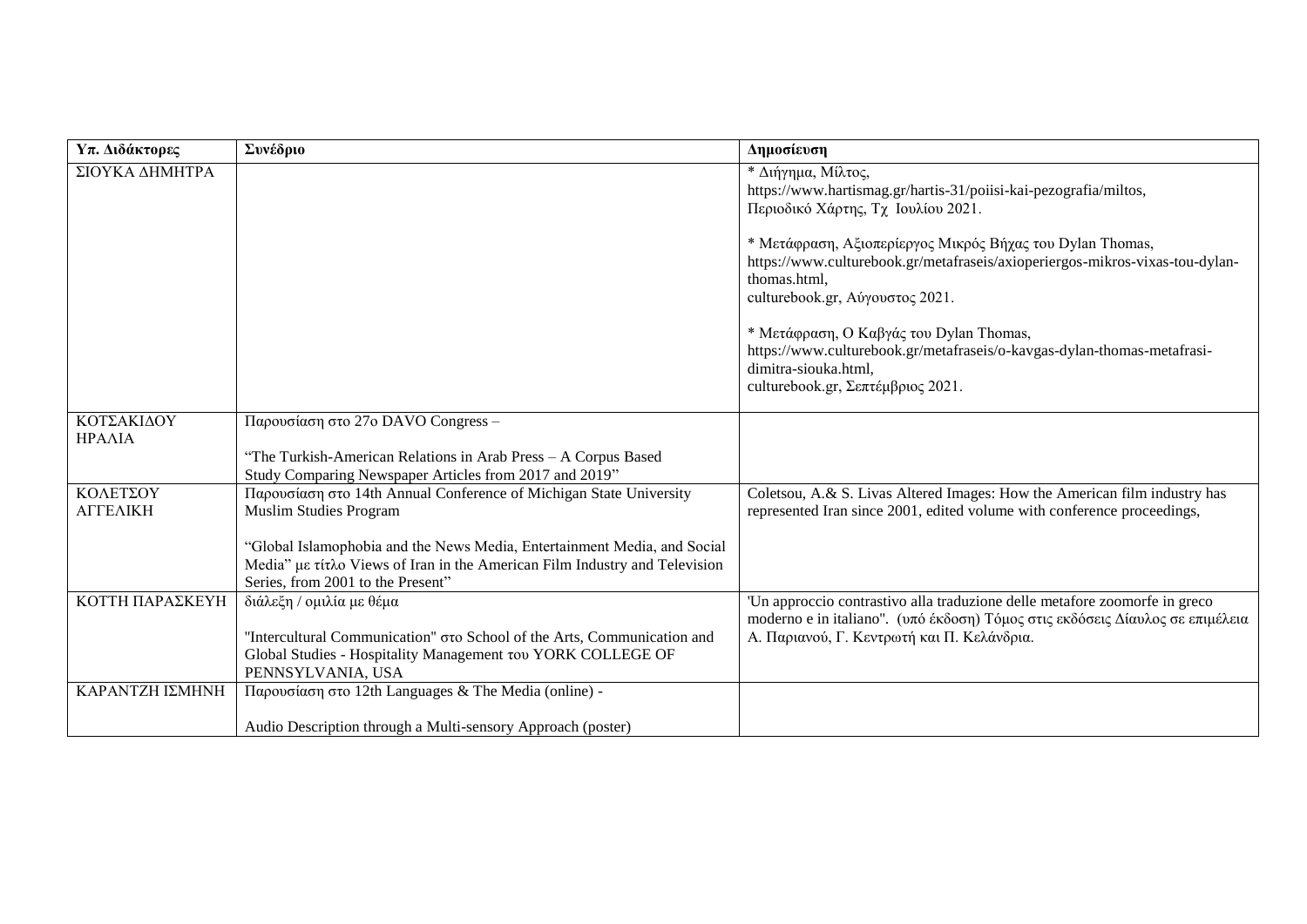| Υπ. Διδάκτορες | Συνέδριο | Δημοσίευση |
| --- | --- | --- |
| ΣΙΟΥΚΑ ΔΗΜΗΤΡΑ | | * Διήγημα, Μίλτος, https://www.hartismag.gr/hartis-31/poiisi-kai-pezografia/miltos, Περιοδικό Χάρτης, Τχ Ιουλίου 2021.<br><br>* Μετάφραση, Αξιοπερίεργος Μικρός Βήχας του Dylan Thomas, https://www.culturebook.gr/metafraseis/axioperiergos-mikros-vixas-tou-dylan-thomas.html, culturebook.gr, Αύγουστος 2021.<br><br>* Μετάφραση, Ο Καβγάς του Dylan Thomas, https://www.culturebook.gr/metafraseis/o-kavgas-dylan-thomas-metafrasi-dimitra-siouka.html, culturebook.gr, Σεπτέμβριος 2021. |
| ΚΟΤΣΑΚΙΔΟΥ ΗΡΑΛΙΑ | Παρουσίαση στο 27ο DAVO Congress –<br><br>"The Turkish-American Relations in Arab Press – A Corpus Based Study Comparing Newspaper Articles from 2017 and 2019" | |
| ΚΟΛΕΤΣΟΥ ΑΓΓΕΛΙΚΗ | Παρουσίαση στο 14th Annual Conference of Michigan State University Muslim Studies Program<br><br>"Global Islamophobia and the News Media, Entertainment Media, and Social Media" με τίτλο Views of Iran in the American Film Industry and Television Series, from 2001 to the Present" | Coletsou, A.& S. Livas Altered Images: How the American film industry has represented Iran since 2001, edited volume with conference proceedings, |
| ΚΟΤΤΗ ΠΑΡΑΣΚΕΥΗ | διάλεξη / ομιλία με θέμα<br><br>"Intercultural Communication" στο School of the Arts, Communication and Global Studies - Hospitality Management του YORK COLLEGE OF PENNSYLVANIA, USA | 'Un approccio contrastivo alla traduzione delle metafore zoomorfe in greco moderno e in italiano". (υπό έκδοση) Τόμος στις εκδόσεις Δίαυλος σε επιμέλεια Α. Παριανού, Γ. Κεντρωτή και Π. Κελάνδρια. |
| ΚΑΡΑΝΤΖΗ ΙΣΜΗΝΗ | Παρουσίαση στο 12th Languages & The Media (online) -<br><br>Audio Description through a Multi-sensory Approach (poster) | |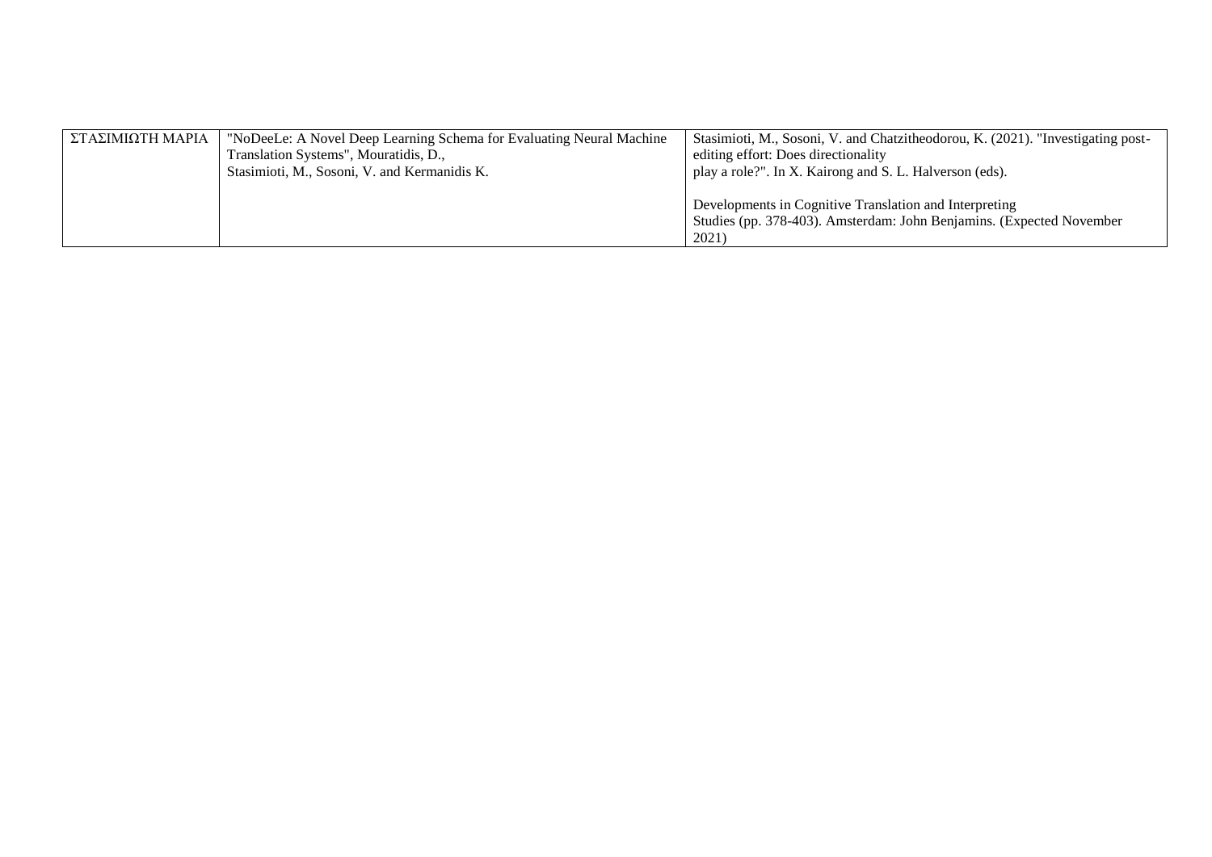| | | |
|---|---|---|
| ΣΤΑΣΙΜΙΩΤΗ ΜΑΡΙΑ | "NoDeeLe: A Novel Deep Learning Schema for Evaluating Neural Machine Translation Systems", Mouratidis, D., Stasimioti, M., Sosoni, V. and Kermanidis K. | Stasimioti, M., Sosoni, V. and Chatzitheodorou, K. (2021). "Investigating post-editing effort: Does directionality play a role?". In X. Kairong and S. L. Halverson (eds). Developments in Cognitive Translation and Interpreting Studies (pp. 378-403). Amsterdam: John Benjamins. (Expected November 2021) |